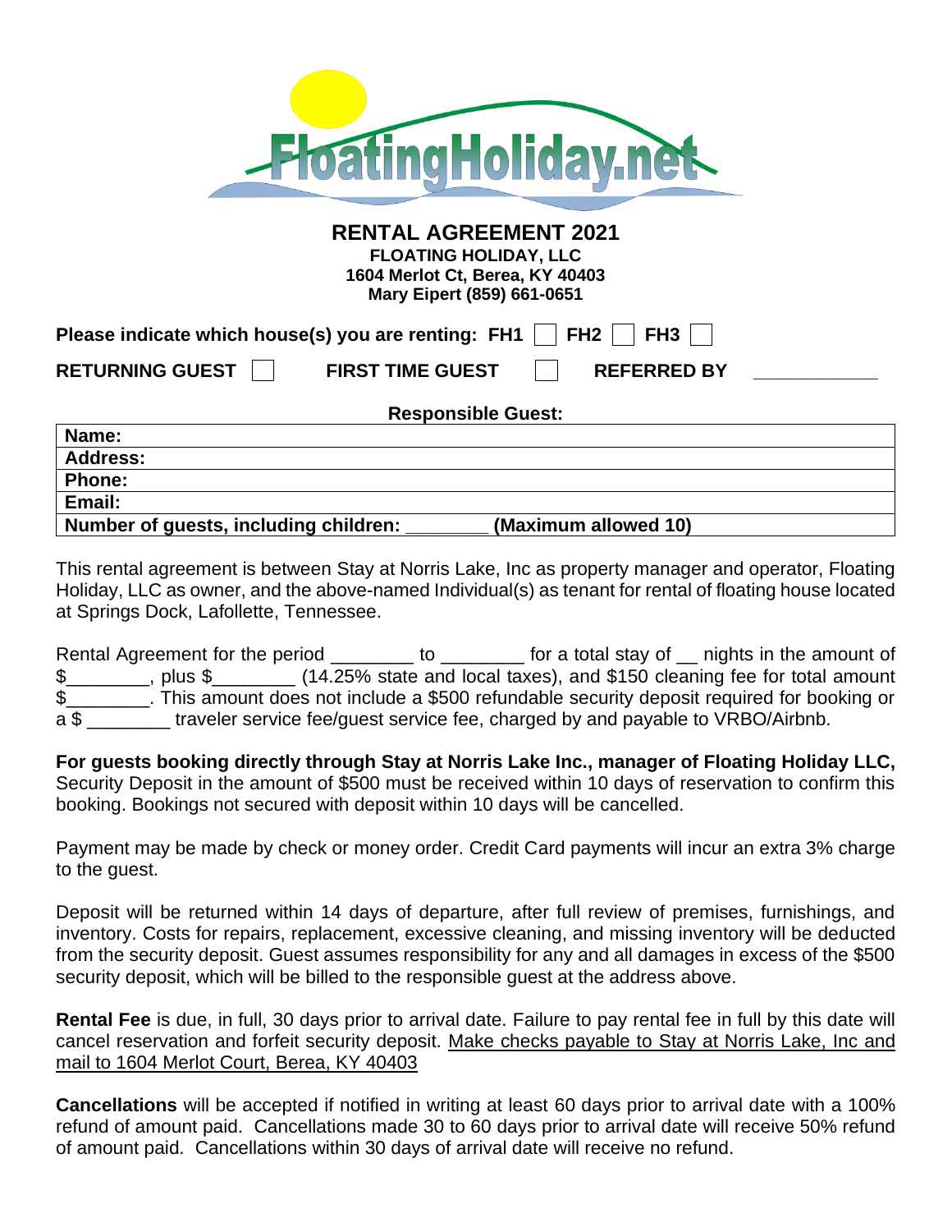# RENTAL AGREEMENT 2021

**FLOATING HOLIDAY, LLC**
**1604 Merlot Ct, Berea, KY 40403**
**Mary Eipert (859) 661-0651**

**Please indicate which house(s) you are renting: FH1** ☐ **FH2** ☐ **FH3** ☐

**RETURNING GUEST** ☐ **FIRST TIME GUEST** ☐ **REFERRED BY** ____________

**Responsible Guest:**

| **Name:** |
|---|
| **Address:** |
| **Phone:** |
| **Email:** |
| **Number of guests, including children:** ________ **(Maximum allowed 10)** |

This rental agreement is between Stay at Norris Lake, Inc as property manager and operator, Floating Holiday, LLC as owner, and the above-named Individual(s) as tenant for rental of floating house located at Springs Dock, Lafollette, Tennessee.

Rental Agreement for the period ________ to ________ for a total stay of __ nights in the amount of $________, plus $________ (14.25% state and local taxes), and $150 cleaning fee for total amount $________. This amount does not include a $500 refundable security deposit required for booking or a $ ________ traveler service fee/guest service fee, charged by and payable to VRBO/Airbnb.

**For guests booking directly through Stay at Norris Lake Inc., manager of Floating Holiday LLC,** Security Deposit in the amount of $500 must be received within 10 days of reservation to confirm this booking. Bookings not secured with deposit within 10 days will be cancelled.

Payment may be made by check or money order. Credit Card payments will incur an extra 3% charge to the guest.

Deposit will be returned within 14 days of departure, after full review of premises, furnishings, and inventory. Costs for repairs, replacement, excessive cleaning, and missing inventory will be deducted from the security deposit. Guest assumes responsibility for any and all damages in excess of the $500 security deposit, which will be billed to the responsible guest at the address above.

**Rental Fee** is due, in full, 30 days prior to arrival date. Failure to pay rental fee in full by this date will cancel reservation and forfeit security deposit. <u>Make checks payable to Stay at Norris Lake, Inc and mail to 1604 Merlot Court, Berea, KY 40403</u>

**Cancellations** will be accepted if notified in writing at least 60 days prior to arrival date with a 100% refund of amount paid. Cancellations made 30 to 60 days prior to arrival date will receive 50% refund of amount paid. Cancellations within 30 days of arrival date will receive no refund.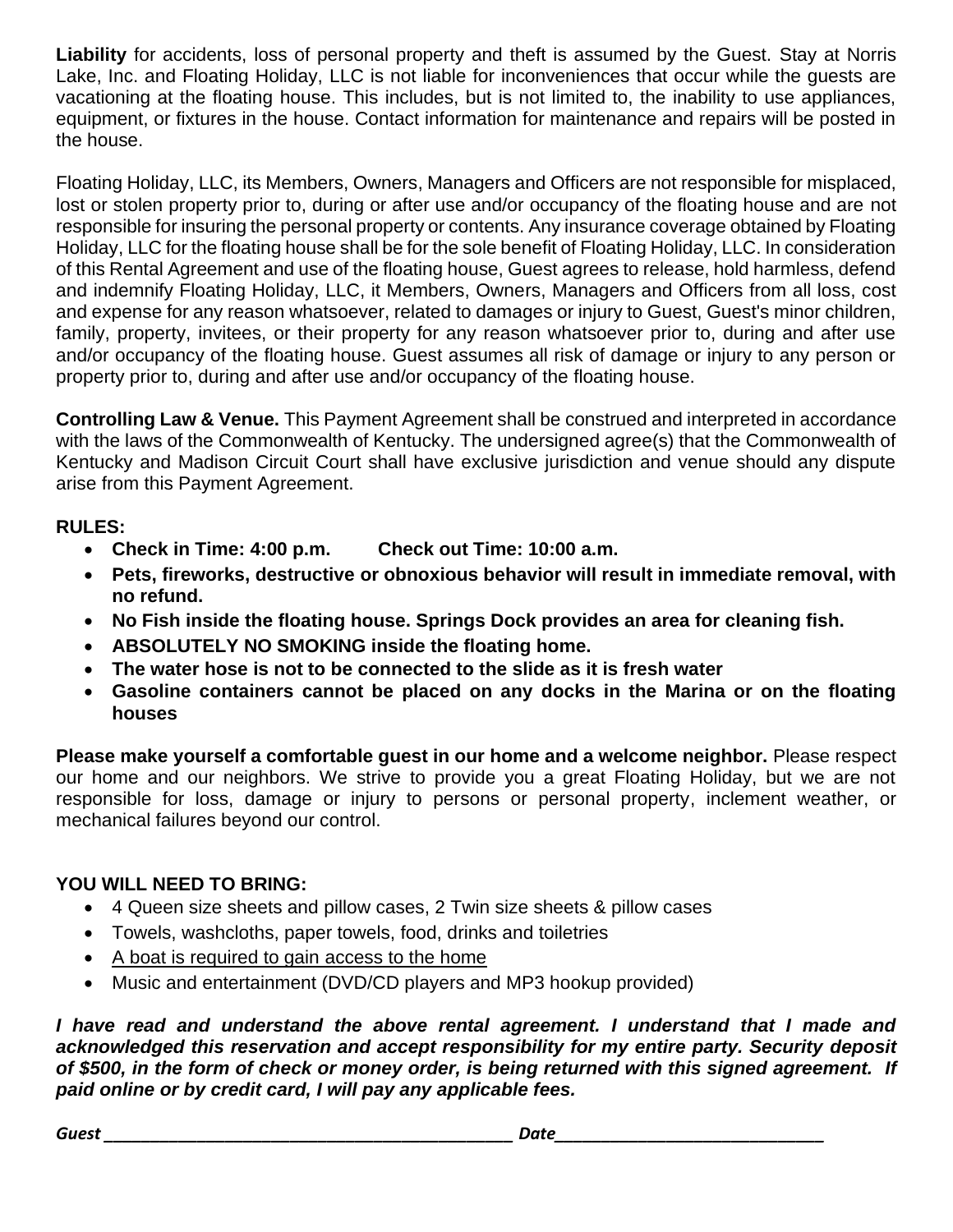**Liability** for accidents, loss of personal property and theft is assumed by the Guest. Stay at Norris Lake, Inc. and Floating Holiday, LLC is not liable for inconveniences that occur while the guests are vacationing at the floating house. This includes, but is not limited to, the inability to use appliances, equipment, or fixtures in the house. Contact information for maintenance and repairs will be posted in the house.

Floating Holiday, LLC, its Members, Owners, Managers and Officers are not responsible for misplaced, lost or stolen property prior to, during or after use and/or occupancy of the floating house and are not responsible for insuring the personal property or contents. Any insurance coverage obtained by Floating Holiday, LLC for the floating house shall be for the sole benefit of Floating Holiday, LLC. In consideration of this Rental Agreement and use of the floating house, Guest agrees to release, hold harmless, defend and indemnify Floating Holiday, LLC, it Members, Owners, Managers and Officers from all loss, cost and expense for any reason whatsoever, related to damages or injury to Guest, Guest's minor children, family, property, invitees, or their property for any reason whatsoever prior to, during and after use and/or occupancy of the floating house. Guest assumes all risk of damage or injury to any person or property prior to, during and after use and/or occupancy of the floating house.

**Controlling Law & Venue.** This Payment Agreement shall be construed and interpreted in accordance with the laws of the Commonwealth of Kentucky. The undersigned agree(s) that the Commonwealth of Kentucky and Madison Circuit Court shall have exclusive jurisdiction and venue should any dispute arise from this Payment Agreement.

**RULES:**

- **Check in Time: 4:00 p.m. Check out Time: 10:00 a.m.**
- **Pets, fireworks, destructive or obnoxious behavior will result in immediate removal, with no refund.**
- **No Fish inside the floating house. Springs Dock provides an area for cleaning fish.**
- **ABSOLUTELY NO SMOKING inside the floating home.**
- **The water hose is not to be connected to the slide as it is fresh water**
- **Gasoline containers cannot be placed on any docks in the Marina or on the floating houses**

**Please make yourself a comfortable guest in our home and a welcome neighbor.** Please respect our home and our neighbors. We strive to provide you a great Floating Holiday, but we are not responsible for loss, damage or injury to persons or personal property, inclement weather, or mechanical failures beyond our control.

**YOU WILL NEED TO BRING:**

- 4 Queen size sheets and pillow cases, 2 Twin size sheets & pillow cases
- Towels, washcloths, paper towels, food, drinks and toiletries
- A boat is required to gain access to the home
- Music and entertainment (DVD/CD players and MP3 hookup provided)

***I have read and understand the above rental agreement. I understand that I made and acknowledged this reservation and accept responsibility for my entire party. Security deposit of $500, in the form of check or money order, is being returned with this signed agreement. If paid online or by credit card, I will pay any applicable fees.***

***Guest*** \_\_\_\_\_\_\_\_\_\_\_\_\_\_\_\_\_\_\_\_\_\_\_\_\_\_\_\_\_\_\_\_\_\_\_\_\_\_\_\_\_\_\_\_ ***Date***\_\_\_\_\_\_\_\_\_\_\_\_\_\_\_\_\_\_\_\_\_\_\_\_\_\_\_\_\_\_